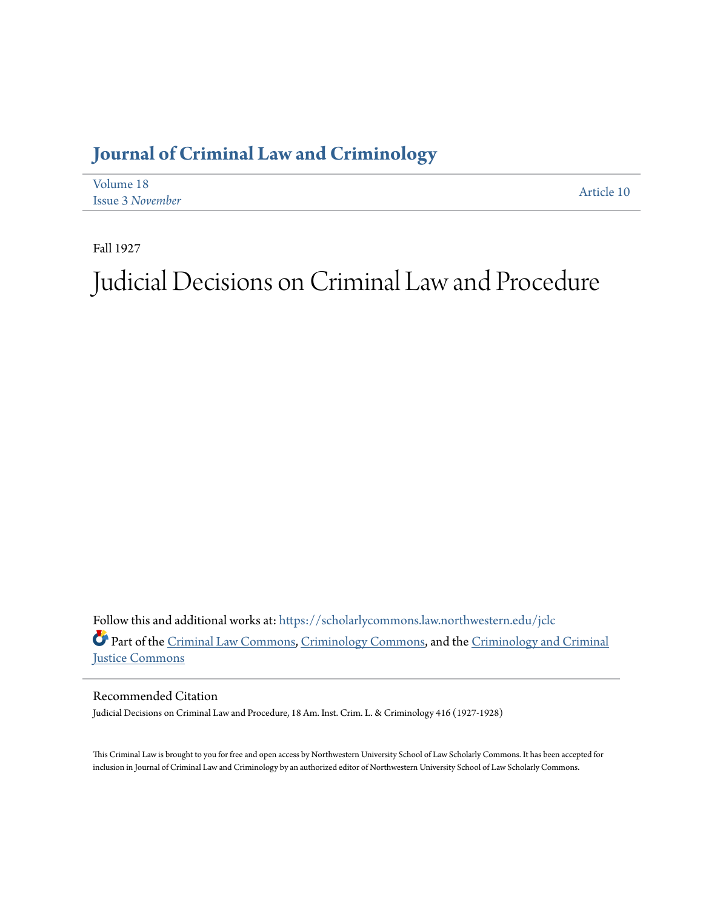# Journal of Criminal Law and Criminology

Volume 18
Issue 3 *November*

Article 10

Fall 1927

# Judicial Decisions on Criminal Law and Procedure

Follow this and additional works at: https://scholarlycommons.law.northwestern.edu/jclc

Part of the Criminal Law Commons, Criminology Commons, and the Criminology and Criminal Justice Commons

## Recommended Citation

Judicial Decisions on Criminal Law and Procedure, 18 Am. Inst. Crim. L. & Criminology 416 (1927-1928)

This Criminal Law is brought to you for free and open access by Northwestern University School of Law Scholarly Commons. It has been accepted for inclusion in Journal of Criminal Law and Criminology by an authorized editor of Northwestern University School of Law Scholarly Commons.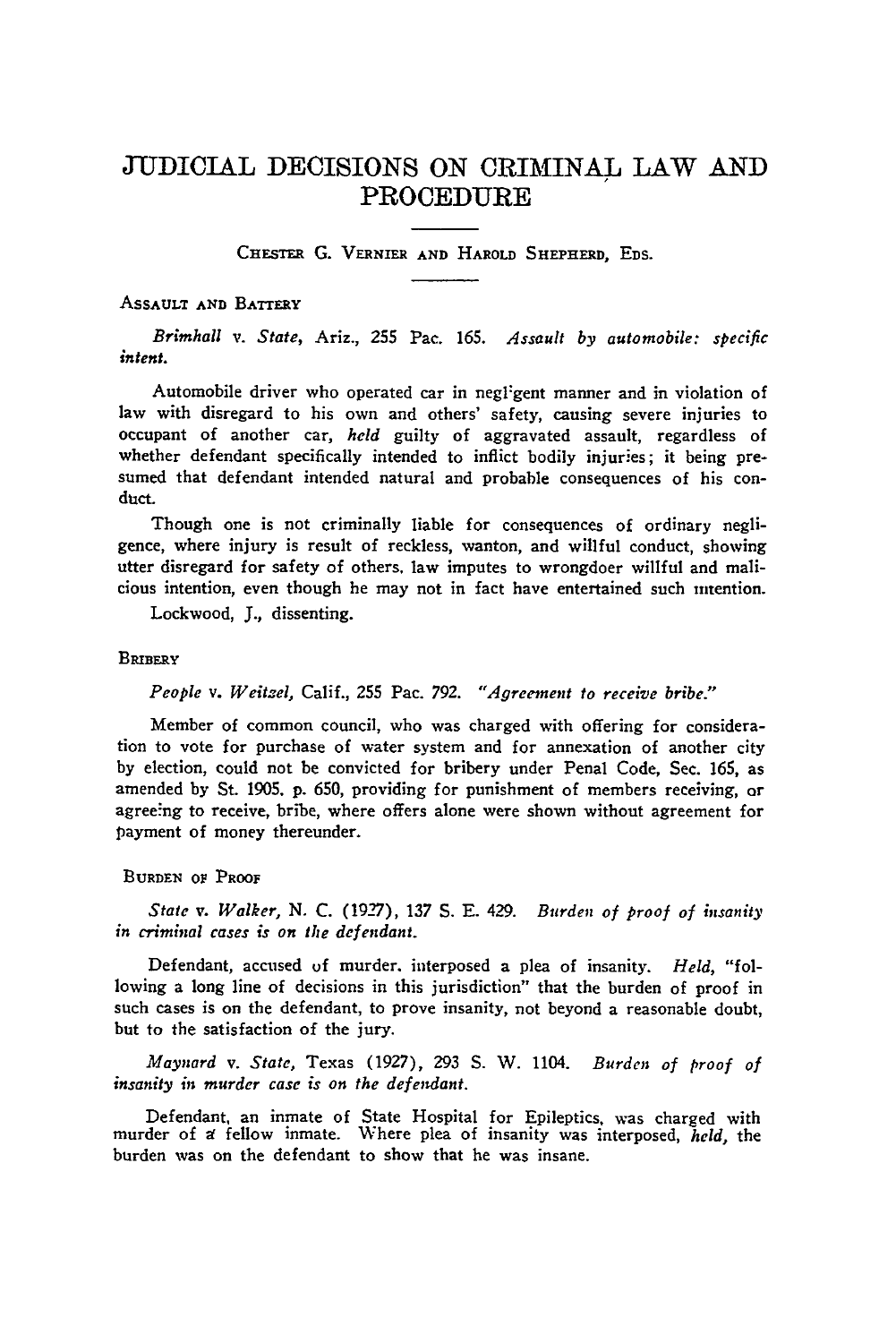# JUDICIAL DECISIONS ON CRIMINAL LAW AND PROCEDURE

CHESTER G. VERNIER AND HAROLD SHEPHERD, EDS.

## ASSAULT AND BATTERY

*Brimhall* v. *State*, Ariz., 255 Pac. 165. *Assault by automobile: specific intent.*

Automobile driver who operated car in negligent manner and in violation of law with disregard to his own and others' safety, causing severe injuries to occupant of another car, *held* guilty of aggravated assault, regardless of whether defendant specifically intended to inflict bodily injuries; it being presumed that defendant intended natural and probable consequences of his conduct.

Though one is not criminally liable for consequences of ordinary negligence, where injury is result of reckless, wanton, and willful conduct, showing utter disregard for safety of others, law imputes to wrongdoer willful and malicious intention, even though he may not in fact have entertained such intention.

Lockwood, J., dissenting.

## BRIBERY

*People* v. *Weitzel*, Calif., 255 Pac. 792. *"Agreement to receive bribe."*

Member of common council, who was charged with offering for consideration to vote for purchase of water system and for annexation of another city by election, could not be convicted for bribery under Penal Code, Sec. 165, as amended by St. 1905, p. 650, providing for punishment of members receiving, or agreeing to receive, bribe, where offers alone were shown without agreement for payment of money thereunder.

## BURDEN OF PROOF

*State* v. *Walker*, N. C. (1927), 137 S. E. 429. *Burden of proof of insanity in criminal cases is on the defendant.*

Defendant, accused of murder, interposed a plea of insanity. *Held*, "following a long line of decisions in this jurisdiction" that the burden of proof in such cases is on the defendant, to prove insanity, not beyond a reasonable doubt, but to the satisfaction of the jury.

*Maynard* v. *State*, Texas (1927), 293 S. W. 1104. *Burden of proof of insanity in murder case is on the defendant.*

Defendant, an inmate of State Hospital for Epileptics, was charged with murder of a fellow inmate. Where plea of insanity was interposed, *held*, the burden was on the defendant to show that he was insane.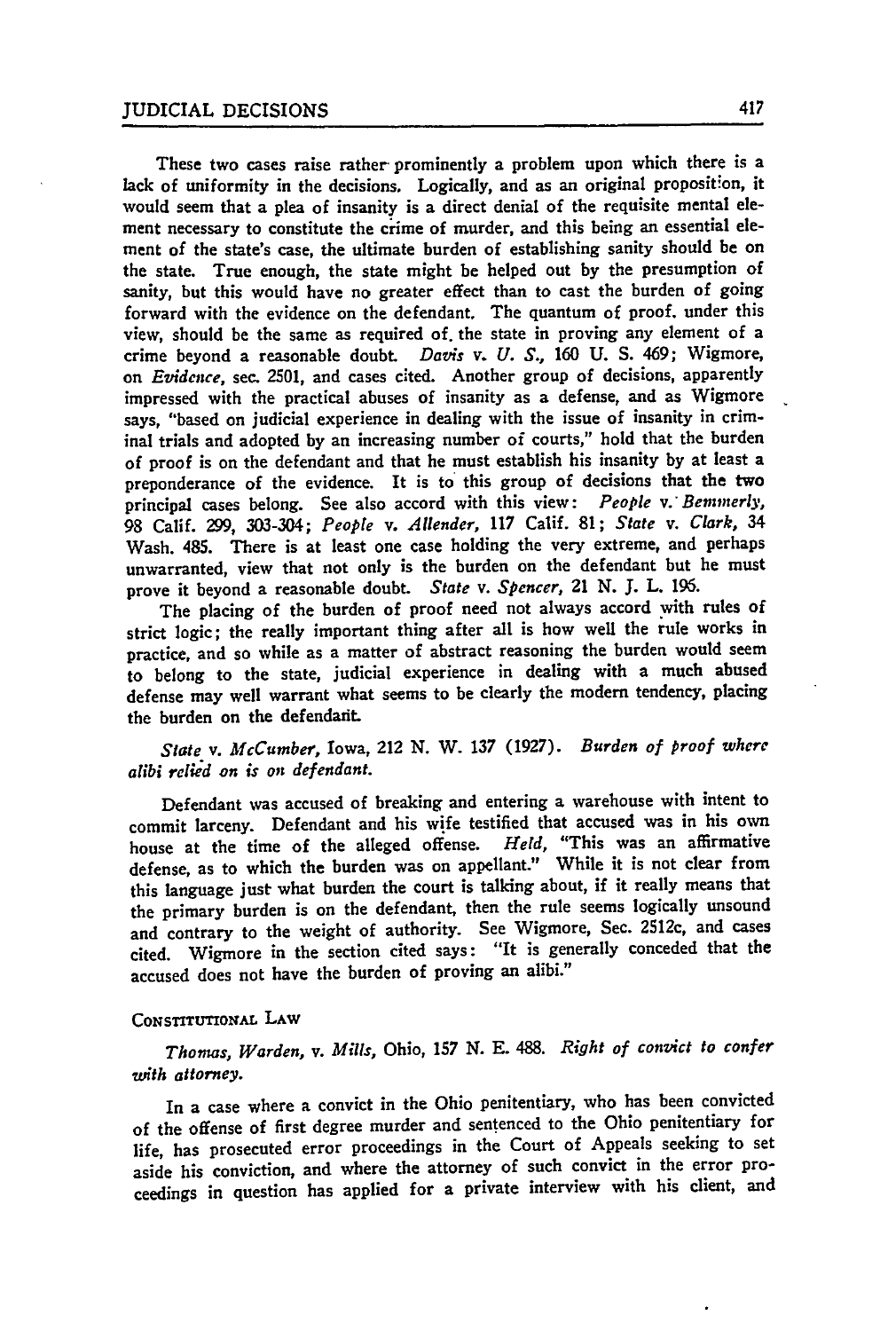These two cases raise rather prominently a problem upon which there is a lack of uniformity in the decisions. Logically, and as an original proposition, it would seem that a plea of insanity is a direct denial of the requisite mental element necessary to constitute the crime of murder, and this being an essential element of the state's case, the ultimate burden of establishing sanity should be on the state. True enough, the state might be helped out by the presumption of sanity, but this would have no greater effect than to cast the burden of going forward with the evidence on the defendant. The quantum of proof. under this view, should be the same as required of. the state in proving any element of a crime beyond a reasonable doubt. *Davis* v. *U. S.*, 160 U. S. 469; Wigmore, on *Evidence*, sec. 2501, and cases cited. Another group of decisions, apparently impressed with the practical abuses of insanity as a defense, and as Wigmore says, "based on judicial experience in dealing with the issue of insanity in criminal trials and adopted by an increasing number of courts," hold that the burden of proof is on the defendant and that he must establish his insanity by at least a preponderance of the evidence. It is to this group of decisions that the two principal cases belong. See also accord with this view: *People* v. *Bemmerly*, 98 Calif. 299, 303-304; *People* v. *Allender*, 117 Calif. 81; *State* v. *Clark*, 34 Wash. 485. There is at least one case holding the very extreme, and perhaps unwarranted, view that not only is the burden on the defendant but he must prove it beyond a reasonable doubt. *State* v. *Spencer*, 21 N. J. L. 196.

The placing of the burden of proof need not always accord with rules of strict logic; the really important thing after all is how well the rule works in practice, and so while as a matter of abstract reasoning the burden would seem to belong to the state, judicial experience in dealing with a much abused defense may well warrant what seems to be clearly the modern tendency, placing the burden on the defendant.

*State* v. *McCumber*, Iowa, 212 N. W. 137 (1927). *Burden of proof where alibi relied on is on defendant.*

Defendant was accused of breaking and entering a warehouse with intent to commit larceny. Defendant and his wife testified that accused was in his own house at the time of the alleged offense. *Held*, "This was an affirmative defense, as to which the burden was on appellant." While it is not clear from this language just what burden the court is talking about, if it really means that the primary burden is on the defendant, then the rule seems logically unsound and contrary to the weight of authority. See Wigmore, Sec. 2512c, and cases cited. Wigmore in the section cited says: "It is generally conceded that the accused does not have the burden of proving an alibi."

## CONSTITUTIONAL LAW

*Thomas, Warden*, v. *Mills*, Ohio, 157 N. E. 488. *Right of convict to confer with attorney.*

In a case where a convict in the Ohio penitentiary, who has been convicted of the offense of first degree murder and sentenced to the Ohio penitentiary for life, has prosecuted error proceedings in the Court of Appeals seeking to set aside his conviction, and where the attorney of such convict in the error proceedings in question has applied for a private interview with his client, and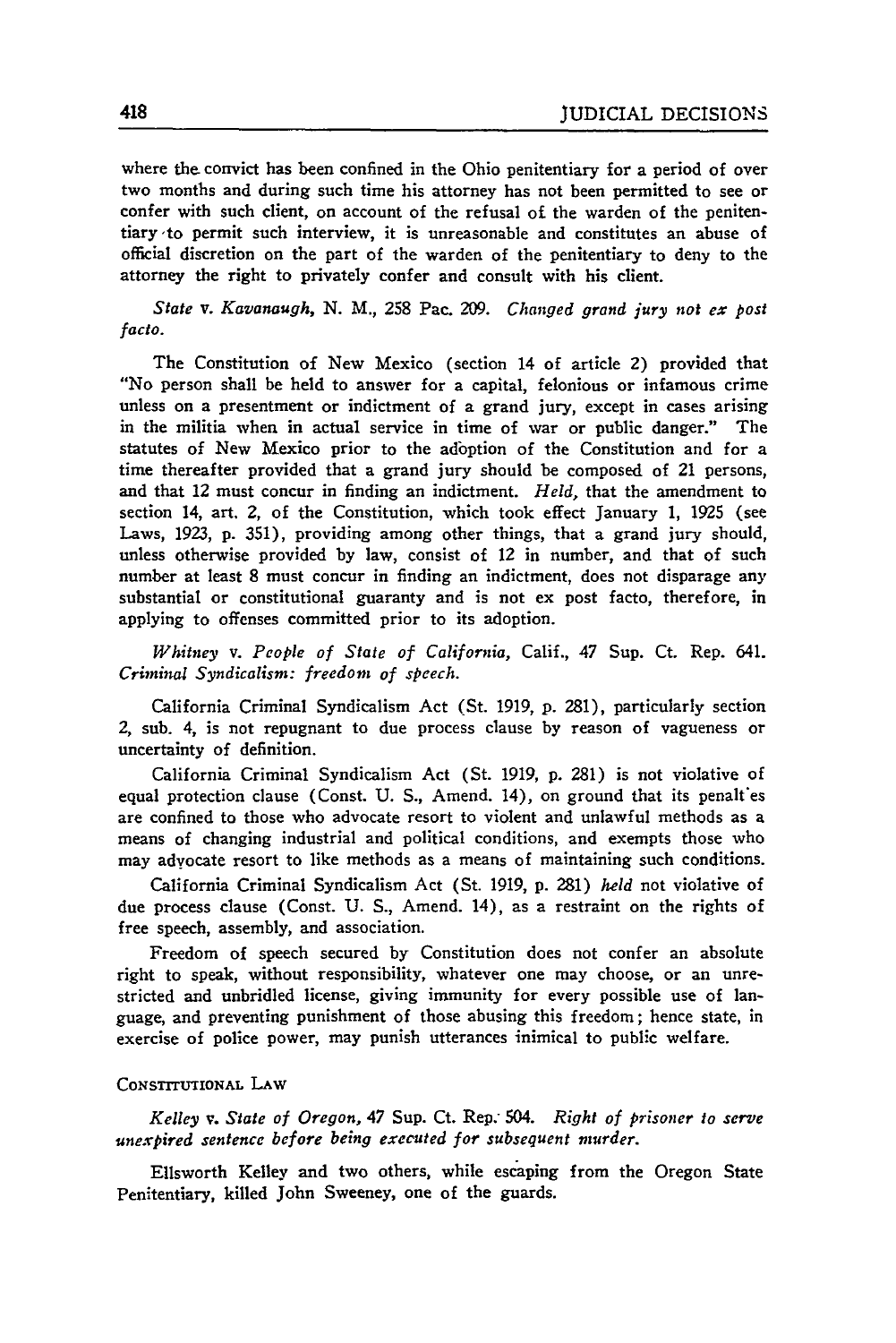where the convict has been confined in the Ohio penitentiary for a period of over two months and during such time his attorney has not been permitted to see or confer with such client, on account of the refusal of the warden of the penitentiary to permit such interview, it is unreasonable and constitutes an abuse of official discretion on the part of the warden of the penitentiary to deny to the attorney the right to privately confer and consult with his client.

*State* v. *Kavanaugh*, N. M., 258 Pac. 209. *Changed grand jury not ex post facto.*

The Constitution of New Mexico (section 14 of article 2) provided that "No person shall be held to answer for a capital, felonious or infamous crime unless on a presentment or indictment of a grand jury, except in cases arising in the militia when in actual service in time of war or public danger." The statutes of New Mexico prior to the adoption of the Constitution and for a time thereafter provided that a grand jury should be composed of 21 persons, and that 12 must concur in finding an indictment. *Held*, that the amendment to section 14, art. 2, of the Constitution, which took effect January 1, 1925 (see Laws, 1923, p. 351), providing among other things, that a grand jury should, unless otherwise provided by law, consist of 12 in number, and that of such number at least 8 must concur in finding an indictment, does not disparage any substantial or constitutional guaranty and is not ex post facto, therefore, in applying to offenses committed prior to its adoption.

*Whitney* v. *People of State of California*, Calif., 47 Sup. Ct. Rep. 641. *Criminal Syndicalism: freedom of speech.*

California Criminal Syndicalism Act (St. 1919, p. 281), particularly section 2, sub. 4, is not repugnant to due process clause by reason of vagueness or uncertainty of definition.

California Criminal Syndicalism Act (St. 1919, p. 281) is not violative of equal protection clause (Const. U. S., Amend. 14), on ground that its penalties are confined to those who advocate resort to violent and unlawful methods as a means of changing industrial and political conditions, and exempts those who may advocate resort to like methods as a means of maintaining such conditions.

California Criminal Syndicalism Act (St. 1919, p. 281) *held* not violative of due process clause (Const. U. S., Amend. 14), as a restraint on the rights of free speech, assembly, and association.

Freedom of speech secured by Constitution does not confer an absolute right to speak, without responsibility, whatever one may choose, or an unrestricted and unbridled license, giving immunity for every possible use of language, and preventing punishment of those abusing this freedom; hence state, in exercise of police power, may punish utterances inimical to public welfare.

## Constitutional Law

*Kelley* v. *State of Oregon*, 47 Sup. Ct. Rep. 504. *Right of prisoner to serve unexpired sentence before being executed for subsequent murder.*

Ellsworth Kelley and two others, while escaping from the Oregon State Penitentiary, killed John Sweeney, one of the guards.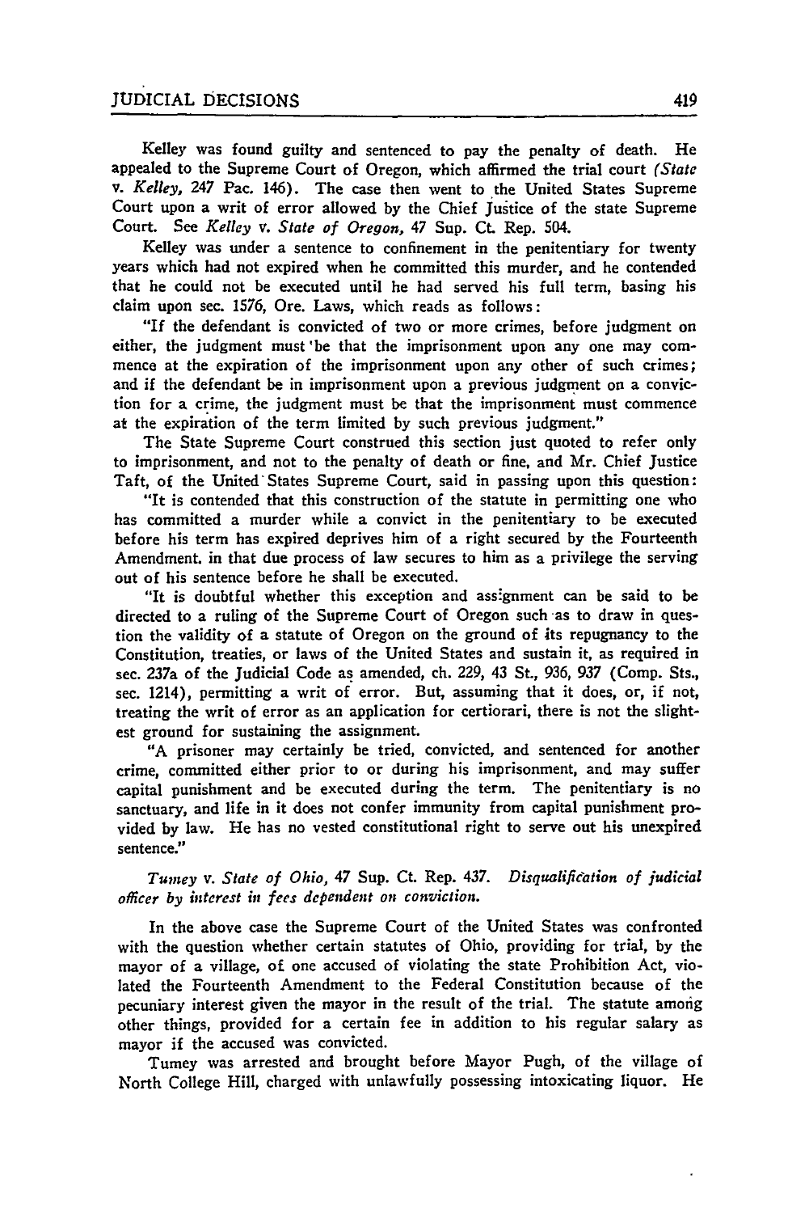Kelley was found guilty and sentenced to pay the penalty of death. He appealed to the Supreme Court of Oregon, which affirmed the trial court (*State v. Kelley*, 247 Pac. 146). The case then went to the United States Supreme Court upon a writ of error allowed by the Chief Justice of the state Supreme Court. See *Kelley v. State of Oregon*, 47 Sup. Ct. Rep. 504.

Kelley was under a sentence to confinement in the penitentiary for twenty years which had not expired when he committed this murder, and he contended that he could not be executed until he had served his full term, basing his claim upon sec. 1576, Ore. Laws, which reads as follows:

"If the defendant is convicted of two or more crimes, before judgment on either, the judgment must be that the imprisonment upon any one may commence at the expiration of the imprisonment upon any other of such crimes; and if the defendant be in imprisonment upon a previous judgment on a conviction for a crime, the judgment must be that the imprisonment must commence at the expiration of the term limited by such previous judgment."

The State Supreme Court construed this section just quoted to refer only to imprisonment, and not to the penalty of death or fine, and Mr. Chief Justice Taft, of the United States Supreme Court, said in passing upon this question:

"It is contended that this construction of the statute in permitting one who has committed a murder while a convict in the penitentiary to be executed before his term has expired deprives him of a right secured by the Fourteenth Amendment, in that due process of law secures to him as a privilege the serving out of his sentence before he shall be executed.

"It is doubtful whether this exception and assignment can be said to be directed to a ruling of the Supreme Court of Oregon such as to draw in question the validity of a statute of Oregon on the ground of its repugnancy to the Constitution, treaties, or laws of the United States and sustain it, as required in sec. 237a of the Judicial Code as amended, ch. 229, 43 St., 936, 937 (Comp. Sts., sec. 1214), permitting a writ of error. But, assuming that it does, or, if not, treating the writ of error as an application for certiorari, there is not the slightest ground for sustaining the assignment.

"A prisoner may certainly be tried, convicted, and sentenced for another crime, committed either prior to or during his imprisonment, and may suffer capital punishment and be executed during the term. The penitentiary is no sanctuary, and life in it does not confer immunity from capital punishment provided by law. He has no vested constitutional right to serve out his unexpired sentence."

*Tumey v. State of Ohio*, 47 Sup. Ct. Rep. 437. *Disqualification of judicial officer by interest in fees dependent on conviction.*

In the above case the Supreme Court of the United States was confronted with the question whether certain statutes of Ohio, providing for trial, by the mayor of a village, of one accused of violating the state Prohibition Act, violated the Fourteenth Amendment to the Federal Constitution because of the pecuniary interest given the mayor in the result of the trial. The statute among other things, provided for a certain fee in addition to his regular salary as mayor if the accused was convicted.

Tumey was arrested and brought before Mayor Pugh, of the village of North College Hill, charged with unlawfully possessing intoxicating liquor. He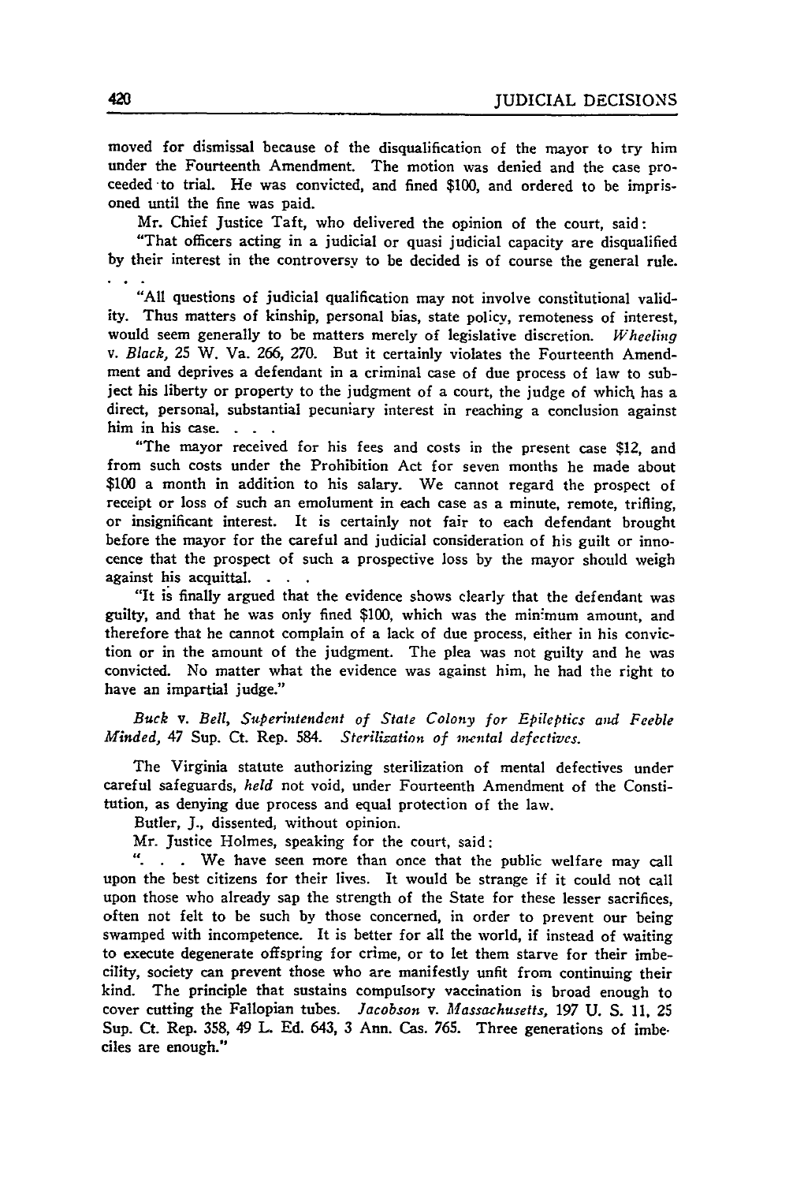moved for dismissal because of the disqualification of the mayor to try him under the Fourteenth Amendment. The motion was denied and the case proceeded to trial. He was convicted, and fined $100, and ordered to be imprisoned until the fine was paid.

Mr. Chief Justice Taft, who delivered the opinion of the court, said:

"That officers acting in a judicial or quasi judicial capacity are disqualified by their interest in the controversy to be decided is of course the general rule. . . .

"All questions of judicial qualification may not involve constitutional validity. Thus matters of kinship, personal bias, state policy, remoteness of interest, would seem generally to be matters merely of legislative discretion. *Wheeling* v. *Black*, 25 W. Va. 266, 270. But it certainly violates the Fourteenth Amendment and deprives a defendant in a criminal case of due process of law to subject his liberty or property to the judgment of a court, the judge of which has a direct, personal, substantial pecuniary interest in reaching a conclusion against him in his case. . . .

"The mayor received for his fees and costs in the present case $12, and from such costs under the Prohibition Act for seven months he made about $100 a month in addition to his salary. We cannot regard the prospect of receipt or loss of such an emolument in each case as a minute, remote, trifling, or insignificant interest. It is certainly not fair to each defendant brought before the mayor for the careful and judicial consideration of his guilt or innocence that the prospect of such a prospective loss by the mayor should weigh against his acquittal. . . .

"It is finally argued that the evidence shows clearly that the defendant was guilty, and that he was only fined $100, which was the minimum amount, and therefore that he cannot complain of a lack of due process, either in his conviction or in the amount of the judgment. The plea was not guilty and he was convicted. No matter what the evidence was against him, he had the right to have an impartial judge."

*Buck* v. *Bell, Superintendent of State Colony for Epileptics and Feeble Minded,* 47 Sup. Ct. Rep. 584. *Sterilization of mental defectives.*

The Virginia statute authorizing sterilization of mental defectives under careful safeguards, *held* not void, under Fourteenth Amendment of the Constitution, as denying due process and equal protection of the law.

Butler, J., dissented, without opinion.

Mr. Justice Holmes, speaking for the court, said:

". . . We have seen more than once that the public welfare may call upon the best citizens for their lives. It would be strange if it could not call upon those who already sap the strength of the State for these lesser sacrifices, often not felt to be such by those concerned, in order to prevent our being swamped with incompetence. It is better for all the world, if instead of waiting to execute degenerate offspring for crime, or to let them starve for their imbecility, society can prevent those who are manifestly unfit from continuing their kind. The principle that sustains compulsory vaccination is broad enough to cover cutting the Fallopian tubes. *Jacobson* v. *Massachusetts*, 197 U. S. 11, 25 Sup. Ct. Rep. 358, 49 L. Ed. 643, 3 Ann. Cas. 765. Three generations of imbeciles are enough."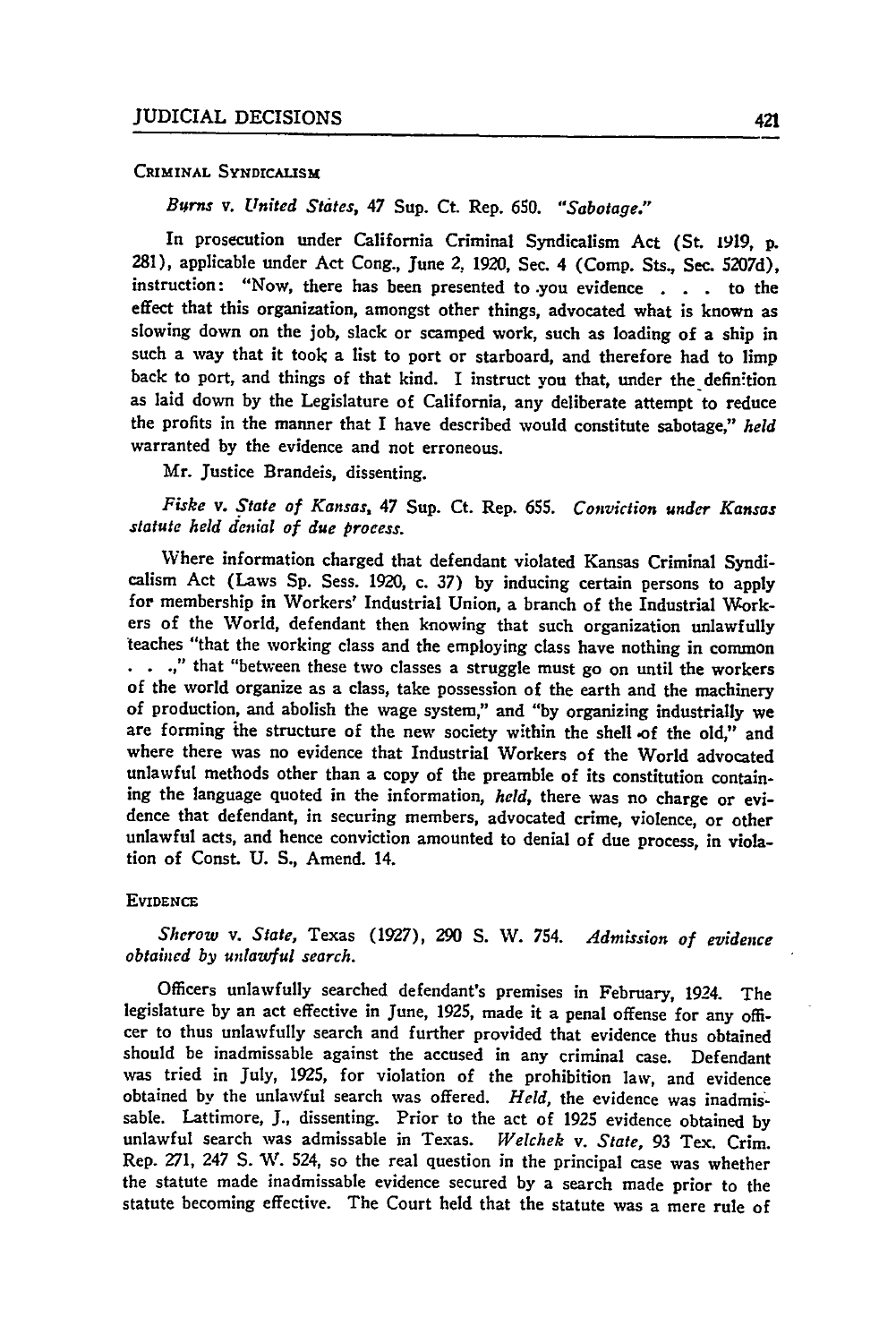### CRIMINAL SYNDICALISM

*Burns* v. *United States*, 47 Sup. Ct. Rep. 650. *"Sabotage."*

In prosecution under California Criminal Syndicalism Act (St. 1919, p. 281), applicable under Act Cong., June 2, 1920, Sec. 4 (Comp. Sts., Sec. 5207d), instruction: "Now, there has been presented to you evidence . . . to the effect that this organization, amongst other things, advocated what is known as slowing down on the job, slack or scamped work, such as loading of a ship in such a way that it took a list to port or starboard, and therefore had to limp back to port, and things of that kind. I instruct you that, under the definition as laid down by the Legislature of California, any deliberate attempt to reduce the profits in the manner that I have described would constitute sabotage," *held* warranted by the evidence and not erroneous.

Mr. Justice Brandeis, dissenting.

*Fiske* v. *State of Kansas*, 47 Sup. Ct. Rep. 655. *Conviction under Kansas statute held denial of due process.*

Where information charged that defendant violated Kansas Criminal Syndicalism Act (Laws Sp. Sess. 1920, c. 37) by inducing certain persons to apply for membership in Workers' Industrial Union, a branch of the Industrial Workers of the World, defendant then knowing that such organization unlawfully teaches "that the working class and the employing class have nothing in common . . .," that "between these two classes a struggle must go on until the workers of the world organize as a class, take possession of the earth and the machinery of production, and abolish the wage system," and "by organizing industrially we are forming the structure of the new society within the shell of the old," and where there was no evidence that Industrial Workers of the World advocated unlawful methods other than a copy of the preamble of its constitution containing the language quoted in the information, *held*, there was no charge or evidence that defendant, in securing members, advocated crime, violence, or other unlawful acts, and hence conviction amounted to denial of due process, in violation of Const. U. S., Amend. 14.

### EVIDENCE

*Sherow* v. *State*, Texas (1927), 290 S. W. 754. *Admission of evidence obtained by unlawful search.*

Officers unlawfully searched defendant's premises in February, 1924. The legislature by an act effective in June, 1925, made it a penal offense for any officer to thus unlawfully search and further provided that evidence thus obtained should be inadmissable against the accused in any criminal case. Defendant was tried in July, 1925, for violation of the prohibition law, and evidence obtained by the unlawful search was offered. *Held*, the evidence was inadmissable. Lattimore, J., dissenting. Prior to the act of 1925 evidence obtained by unlawful search was admissable in Texas. *Welchek* v. *State*, 93 Tex. Crim. Rep. 271, 247 S. W. 524, so the real question in the principal case was whether the statute made inadmissable evidence secured by a search made prior to the statute becoming effective. The Court held that the statute was a mere rule of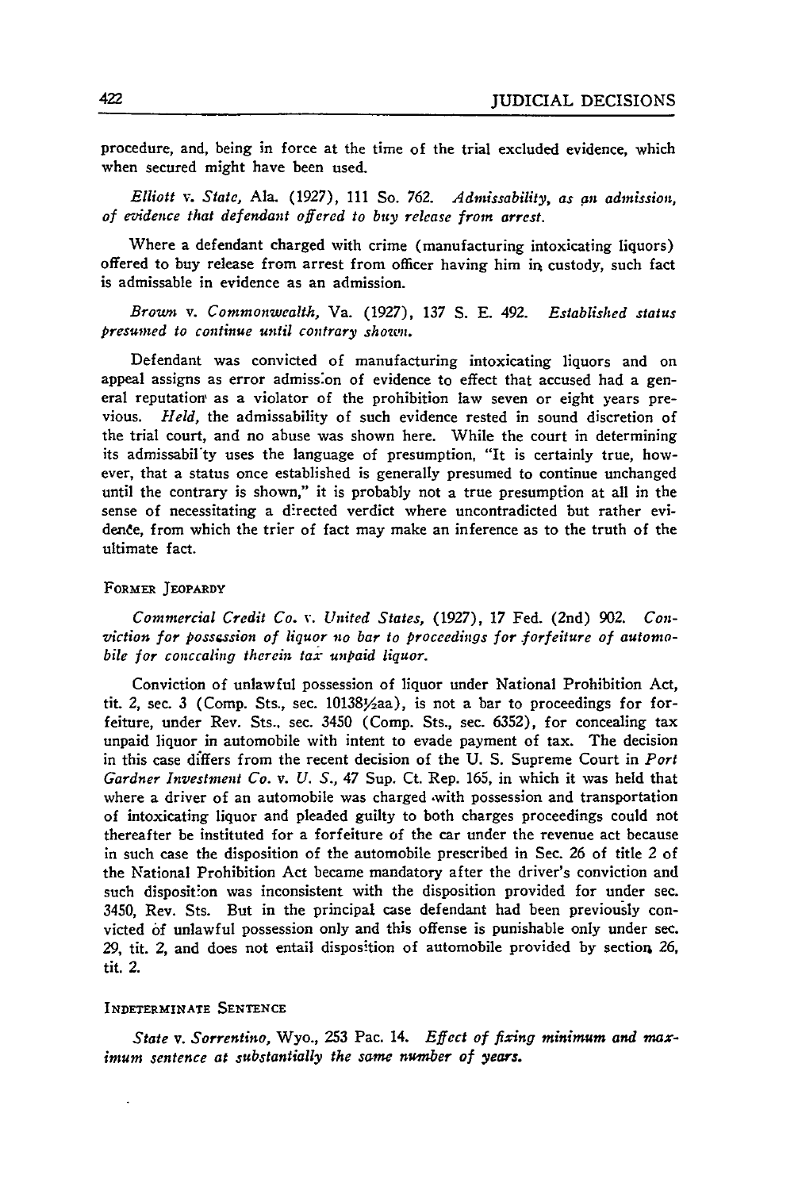procedure, and, being in force at the time of the trial excluded evidence, which when secured might have been used.

*Elliott* v. *State*, Ala. (1927), 111 So. 762. *Admissability, as an admission, of evidence that defendant offered to buy release from arrest.*

Where a defendant charged with crime (manufacturing intoxicating liquors) offered to buy release from arrest from officer having him in custody, such fact is admissable in evidence as an admission.

*Brown* v. *Commonwealth*, Va. (1927), 137 S. E. 492. *Established status presumed to continue until contrary shown.*

Defendant was convicted of manufacturing intoxicating liquors and on appeal assigns as error admission of evidence to effect that accused had a general reputation as a violator of the prohibition law seven or eight years previous. *Held*, the admissability of such evidence rested in sound discretion of the trial court, and no abuse was shown here. While the court in determining its admissability uses the language of presumption, "It is certainly true, however, that a status once established is generally presumed to continue unchanged until the contrary is shown," it is probably not a true presumption at all in the sense of necessitating a directed verdict where uncontradicted but rather evidence, from which the trier of fact may make an inference as to the truth of the ultimate fact.

### Former Jeopardy

*Commercial Credit Co.* v. *United States*, (1927), 17 Fed. (2nd) 902. *Conviction for possession of liquor no bar to proceedings for forfeiture of automobile for concealing therein tax unpaid liquor.*

Conviction of unlawful possession of liquor under National Prohibition Act, tit. 2, sec. 3 (Comp. Sts., sec. 10138½aa), is not a bar to proceedings for forfeiture, under Rev. Sts., sec. 3450 (Comp. Sts., sec. 6352), for concealing tax unpaid liquor in automobile with intent to evade payment of tax. The decision in this case differs from the recent decision of the U. S. Supreme Court in *Port Gardner Investment Co.* v. *U. S.*, 47 Sup. Ct. Rep. 165, in which it was held that where a driver of an automobile was charged with possession and transportation of intoxicating liquor and pleaded guilty to both charges proceedings could not thereafter be instituted for a forfeiture of the car under the revenue act because in such case the disposition of the automobile prescribed in Sec. 26 of title 2 of the National Prohibition Act became mandatory after the driver's conviction and such disposition was inconsistent with the disposition provided for under sec. 3450, Rev. Sts. But in the principal case defendant had been previously convicted of unlawful possession only and this offense is punishable only under sec. 29, tit. 2, and does not entail disposition of automobile provided by section 26, tit. 2.

### Indeterminate Sentence

*State* v. *Sorrentino*, Wyo., 253 Pac. 14. *Effect of fixing minimum and maximum sentence at substantially the same number of years.*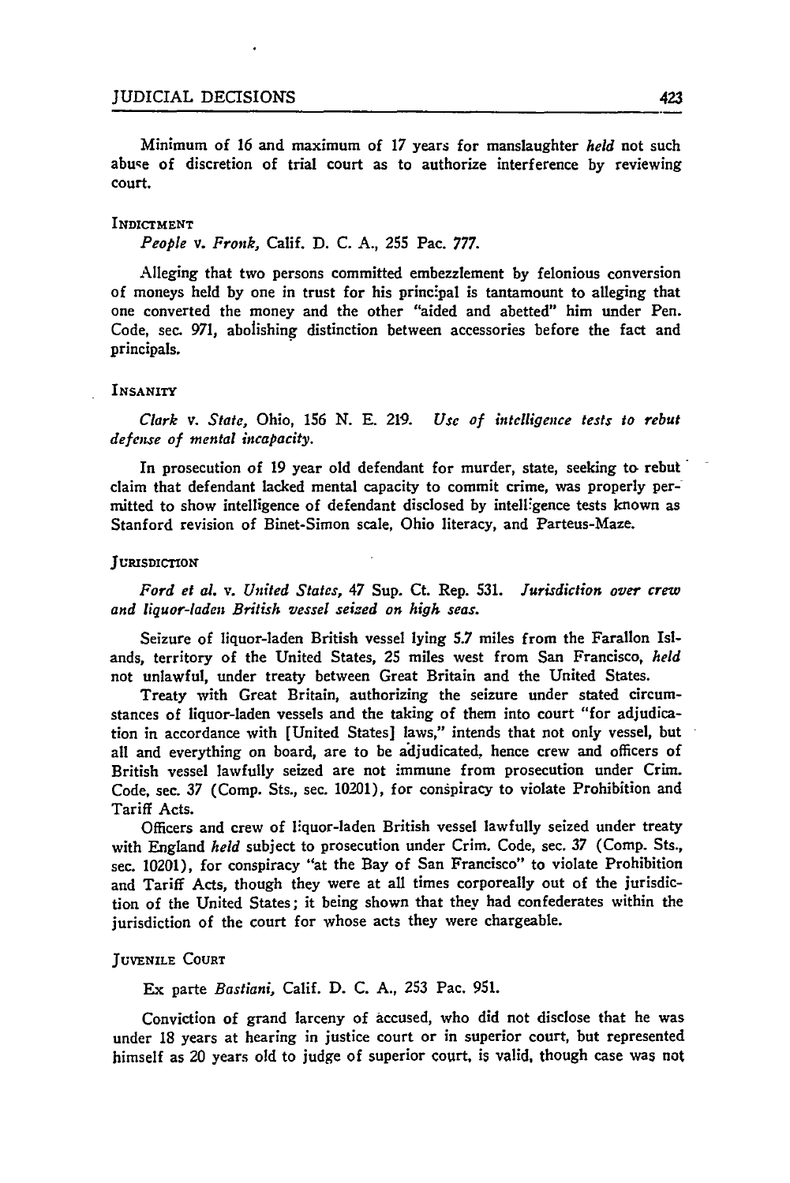Minimum of 16 and maximum of 17 years for manslaughter *held* not such abuse of discretion of trial court as to authorize interference by reviewing court.

### INDICTMENT

*People* v. *Fronk,* Calif. D. C. A., 255 Pac. 777.

Alleging that two persons committed embezzlement by felonious conversion of moneys held by one in trust for his principal is tantamount to alleging that one converted the money and the other "aided and abetted" him under Pen. Code, sec. 971, abolishing distinction between accessories before the fact and principals.

### INSANITY

*Clark* v. *State,* Ohio, 156 N. E. 219. *Use of intelligence tests to rebut defense of mental incapacity.*

In prosecution of 19 year old defendant for murder, state, seeking to rebut claim that defendant lacked mental capacity to commit crime, was properly permitted to show intelligence of defendant disclosed by intelligence tests known as Stanford revision of Binet-Simon scale, Ohio literacy, and Parteus-Maze.

### JURISDICTION

*Ford et al.* v. *United States,* 47 Sup. Ct. Rep. 531. *Jurisdiction over crew and liquor-laden British vessel seized on high seas.*

Seizure of liquor-laden British vessel lying 5.7 miles from the Farallon Islands, territory of the United States, 25 miles west from San Francisco, *held* not unlawful, under treaty between Great Britain and the United States.

Treaty with Great Britain, authorizing the seizure under stated circumstances of liquor-laden vessels and the taking of them into court "for adjudication in accordance with [United States] laws," intends that not only vessel, but all and everything on board, are to be adjudicated, hence crew and officers of British vessel lawfully seized are not immune from prosecution under Crim. Code, sec. 37 (Comp. Sts., sec. 10201), for conspiracy to violate Prohibition and Tariff Acts.

Officers and crew of liquor-laden British vessel lawfully seized under treaty with England *held* subject to prosecution under Crim. Code, sec. 37 (Comp. Sts., sec. 10201), for conspiracy "at the Bay of San Francisco" to violate Prohibition and Tariff Acts, though they were at all times corporeally out of the jurisdiction of the United States; it being shown that they had confederates within the jurisdiction of the court for whose acts they were chargeable.

### JUVENILE COURT

Ex parte *Bastiani,* Calif. D. C. A., 253 Pac. 951.

Conviction of grand larceny of accused, who did not disclose that he was under 18 years at hearing in justice court or in superior court, but represented himself as 20 years old to judge of superior court, is valid, though case was not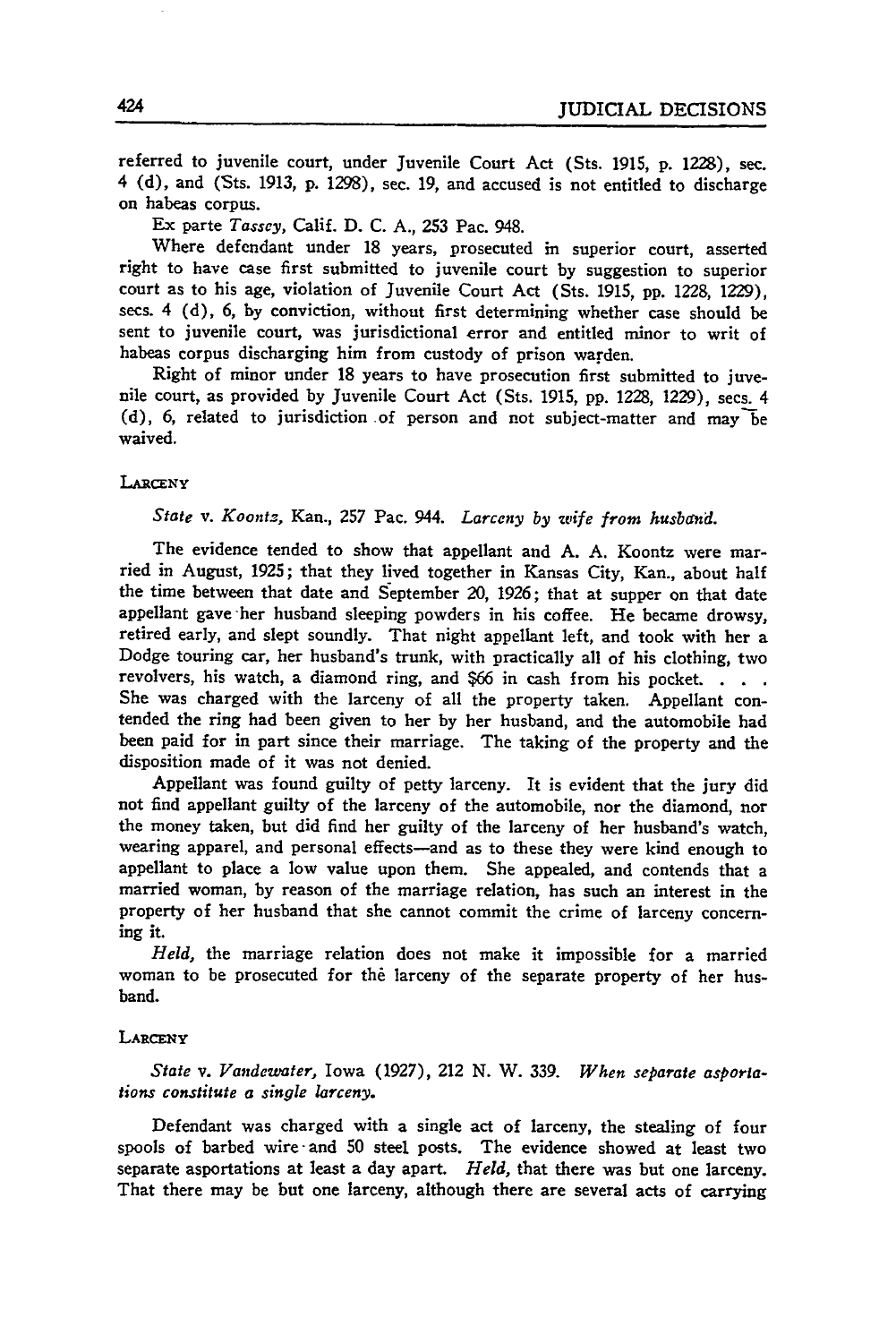referred to juvenile court, under Juvenile Court Act (Sts. 1915, p. 1228), sec. 4 (d), and (Sts. 1913, p. 1298), sec. 19, and accused is not entitled to discharge on habeas corpus.

Ex parte *Tassey*, Calif. D. C. A., 253 Pac. 948.

Where defendant under 18 years, prosecuted in superior court, asserted right to have case first submitted to juvenile court by suggestion to superior court as to his age, violation of Juvenile Court Act (Sts. 1915, pp. 1228, 1229), secs. 4 (d), 6, by conviction, without first determining whether case should be sent to juvenile court, was jurisdictional error and entitled minor to writ of habeas corpus discharging him from custody of prison warden.

Right of minor under 18 years to have prosecution first submitted to juvenile court, as provided by Juvenile Court Act (Sts. 1915, pp. 1228, 1229), secs. 4 (d), 6, related to jurisdiction of person and not subject-matter and may be waived.

### LARCENY

*State* v. *Koontz*, Kan., 257 Pac. 944. *Larceny by wife from husband.*

The evidence tended to show that appellant and A. A. Koontz were married in August, 1925; that they lived together in Kansas City, Kan., about half the time between that date and September 20, 1926; that at supper on that date appellant gave her husband sleeping powders in his coffee. He became drowsy, retired early, and slept soundly. That night appellant left, and took with her a Dodge touring car, her husband's trunk, with practically all of his clothing, two revolvers, his watch, a diamond ring, and $66 in cash from his pocket. . . . She was charged with the larceny of all the property taken. Appellant contended the ring had been given to her by her husband, and the automobile had been paid for in part since their marriage. The taking of the property and the disposition made of it was not denied.

Appellant was found guilty of petty larceny. It is evident that the jury did not find appellant guilty of the larceny of the automobile, nor the diamond, nor the money taken, but did find her guilty of the larceny of her husband's watch, wearing apparel, and personal effects—and as to these they were kind enough to appellant to place a low value upon them. She appealed, and contends that a married woman, by reason of the marriage relation, has such an interest in the property of her husband that she cannot commit the crime of larceny concerning it.

*Held,* the marriage relation does not make it impossible for a married woman to be prosecuted for the larceny of the separate property of her husband.

### LARCENY

*State* v. *Vandewater*, Iowa (1927), 212 N. W. 339. *When separate asportations constitute a single larceny.*

Defendant was charged with a single act of larceny, the stealing of four spools of barbed wire and 50 steel posts. The evidence showed at least two separate asportations at least a day apart. *Held,* that there was but one larceny. That there may be but one larceny, although there are several acts of carrying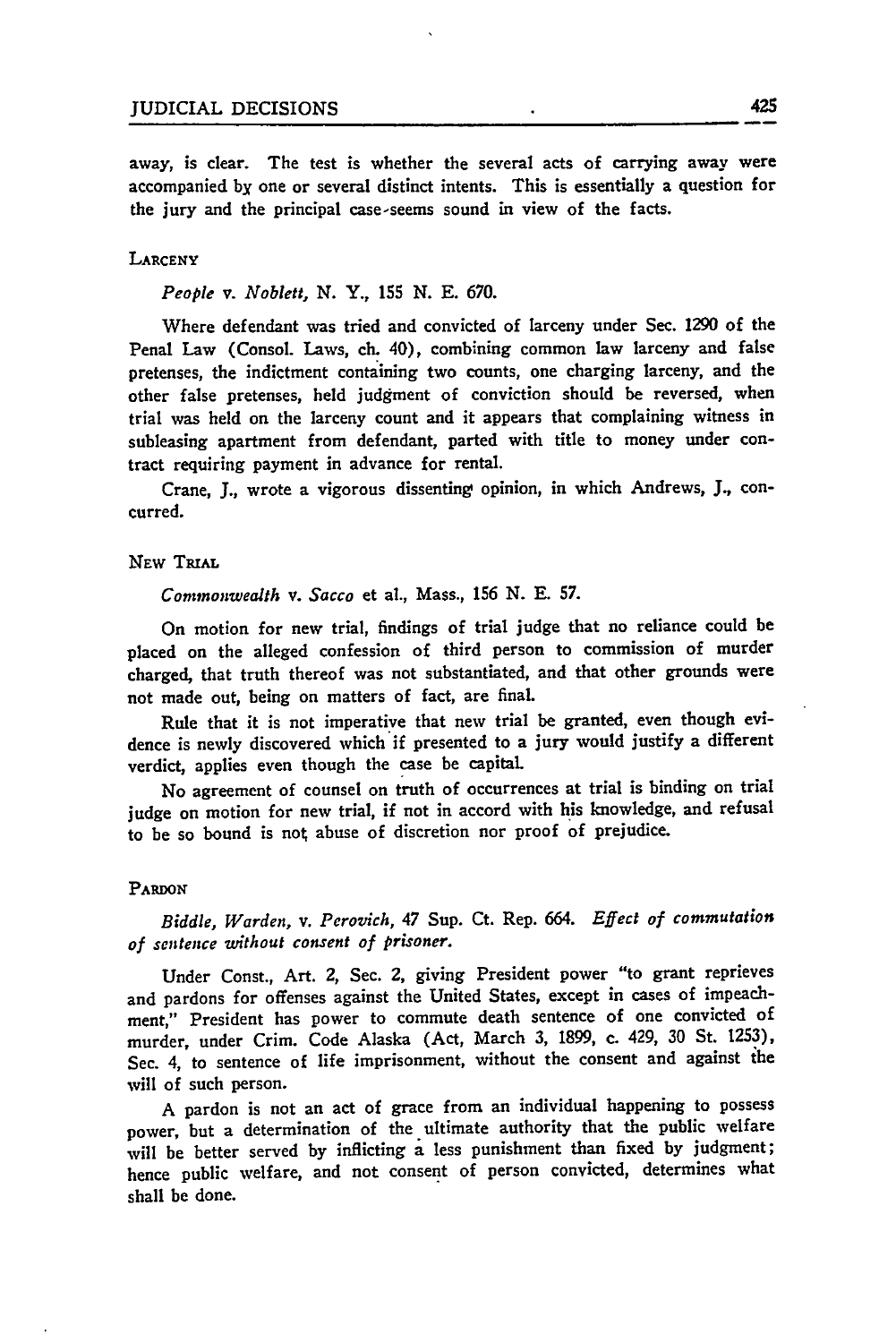away, is clear. The test is whether the several acts of carrying away were accompanied by one or several distinct intents. This is essentially a question for the jury and the principal case seems sound in view of the facts.

### LARCENY

*People* v. *Noblett*, N. Y., 155 N. E. 670.

Where defendant was tried and convicted of larceny under Sec. 1290 of the Penal Law (Consol. Laws, ch. 40), combining common law larceny and false pretenses, the indictment containing two counts, one charging larceny, and the other false pretenses, held judgment of conviction should be reversed, when trial was held on the larceny count and it appears that complaining witness in subleasing apartment from defendant, parted with title to money under contract requiring payment in advance for rental.

Crane, J., wrote a vigorous dissenting opinion, in which Andrews, J., concurred.

### NEW TRIAL

*Commonwealth* v. *Sacco* et al., Mass., 156 N. E. 57.

On motion for new trial, findings of trial judge that no reliance could be placed on the alleged confession of third person to commission of murder charged, that truth thereof was not substantiated, and that other grounds were not made out, being on matters of fact, are final.

Rule that it is not imperative that new trial be granted, even though evidence is newly discovered which if presented to a jury would justify a different verdict, applies even though the case be capital.

No agreement of counsel on truth of occurrences at trial is binding on trial judge on motion for new trial, if not in accord with his knowledge, and refusal to be so bound is not abuse of discretion nor proof of prejudice.

### PARDON

*Biddle, Warden,* v. *Perovich*, 47 Sup. Ct. Rep. 664. *Effect of commutation of sentence without consent of prisoner.*

Under Const., Art. 2, Sec. 2, giving President power "to grant reprieves and pardons for offenses against the United States, except in cases of impeachment," President has power to commute death sentence of one convicted of murder, under Crim. Code Alaska (Act, March 3, 1899, c. 429, 30 St. 1253), Sec. 4, to sentence of life imprisonment, without the consent and against the will of such person.

A pardon is not an act of grace from an individual happening to possess power, but a determination of the ultimate authority that the public welfare will be better served by inflicting a less punishment than fixed by judgment; hence public welfare, and not consent of person convicted, determines what shall be done.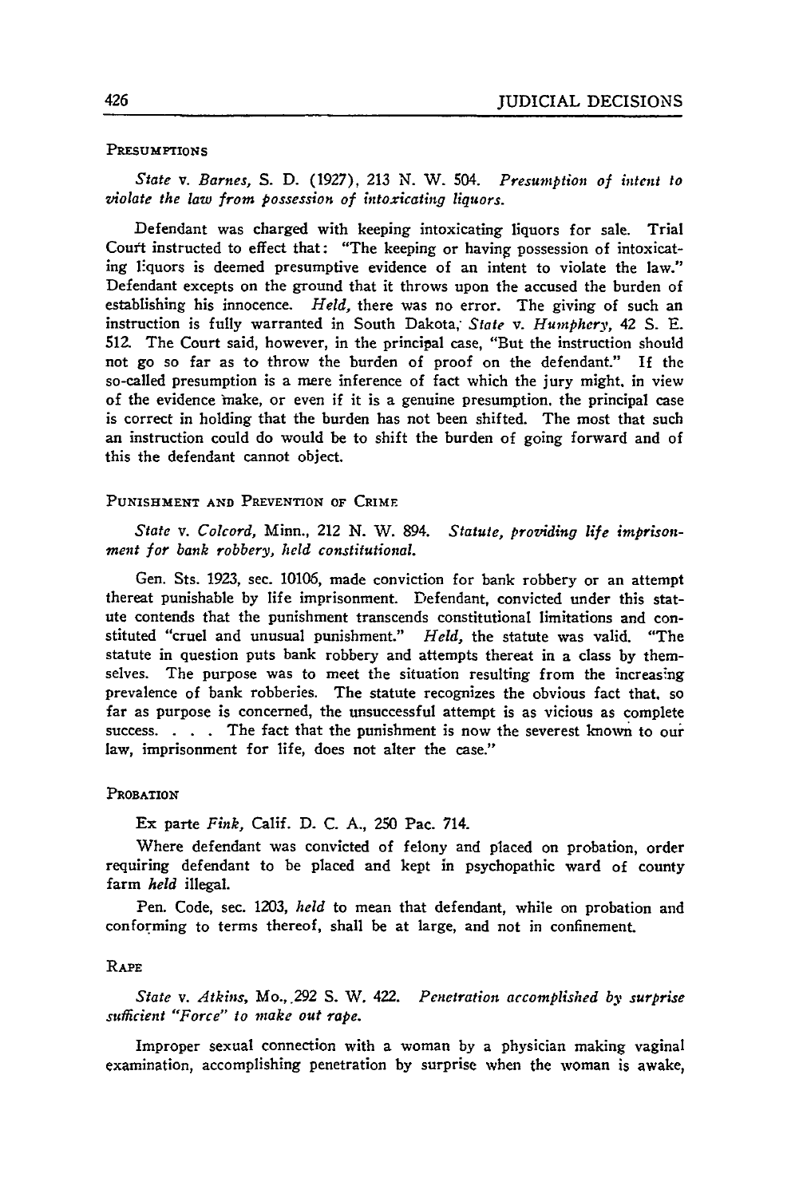### PRESUMPTIONS

*State* v. *Barnes,* S. D. (1927), 213 N. W. 504. *Presumption of intent to violate the law from possession of intoxicating liquors.*

Defendant was charged with keeping intoxicating liquors for sale. Trial Court instructed to effect that: "The keeping or having possession of intoxicating liquors is deemed presumptive evidence of an intent to violate the law." Defendant excepts on the ground that it throws upon the accused the burden of establishing his innocence. *Held,* there was no error. The giving of such an instruction is fully warranted in South Dakota; *State* v. *Humphery,* 42 S. E. 512. The Court said, however, in the principal case, "But the instruction should not go so far as to throw the burden of proof on the defendant." If the so-called presumption is a mere inference of fact which the jury might, in view of the evidence make, or even if it is a genuine presumption, the principal case is correct in holding that the burden has not been shifted. The most that such an instruction could do would be to shift the burden of going forward and of this the defendant cannot object.

### PUNISHMENT AND PREVENTION OF CRIME

*State* v. *Colcord,* Minn., 212 N. W. 894. *Statute, providing life imprisonment for bank robbery, held constitutional.*

Gen. Sts. 1923, sec. 10106, made conviction for bank robbery or an attempt thereat punishable by life imprisonment. Defendant, convicted under this statute contends that the punishment transcends constitutional limitations and constituted "cruel and unusual punishment." *Held,* the statute was valid. "The statute in question puts bank robbery and attempts thereat in a class by themselves. The purpose was to meet the situation resulting from the increasing prevalence of bank robberies. The statute recognizes the obvious fact that, so far as purpose is concerned, the unsuccessful attempt is as vicious as complete success. . . . The fact that the punishment is now the severest known to our law, imprisonment for life, does not alter the case."

### PROBATION

Ex parte *Fink,* Calif. D. C. A., 250 Pac. 714.

Where defendant was convicted of felony and placed on probation, order requiring defendant to be placed and kept in psychopathic ward of county farm *held* illegal.

Pen. Code, sec. 1203, *held* to mean that defendant, while on probation and conforming to terms thereof, shall be at large, and not in confinement.

### RAPE

*State* v. *Atkins,* Mo., 292 S. W. 422. *Penetration accomplished by surprise sufficient "Force" to make out rape.*

Improper sexual connection with a woman by a physician making vaginal examination, accomplishing penetration by surprise when the woman is awake,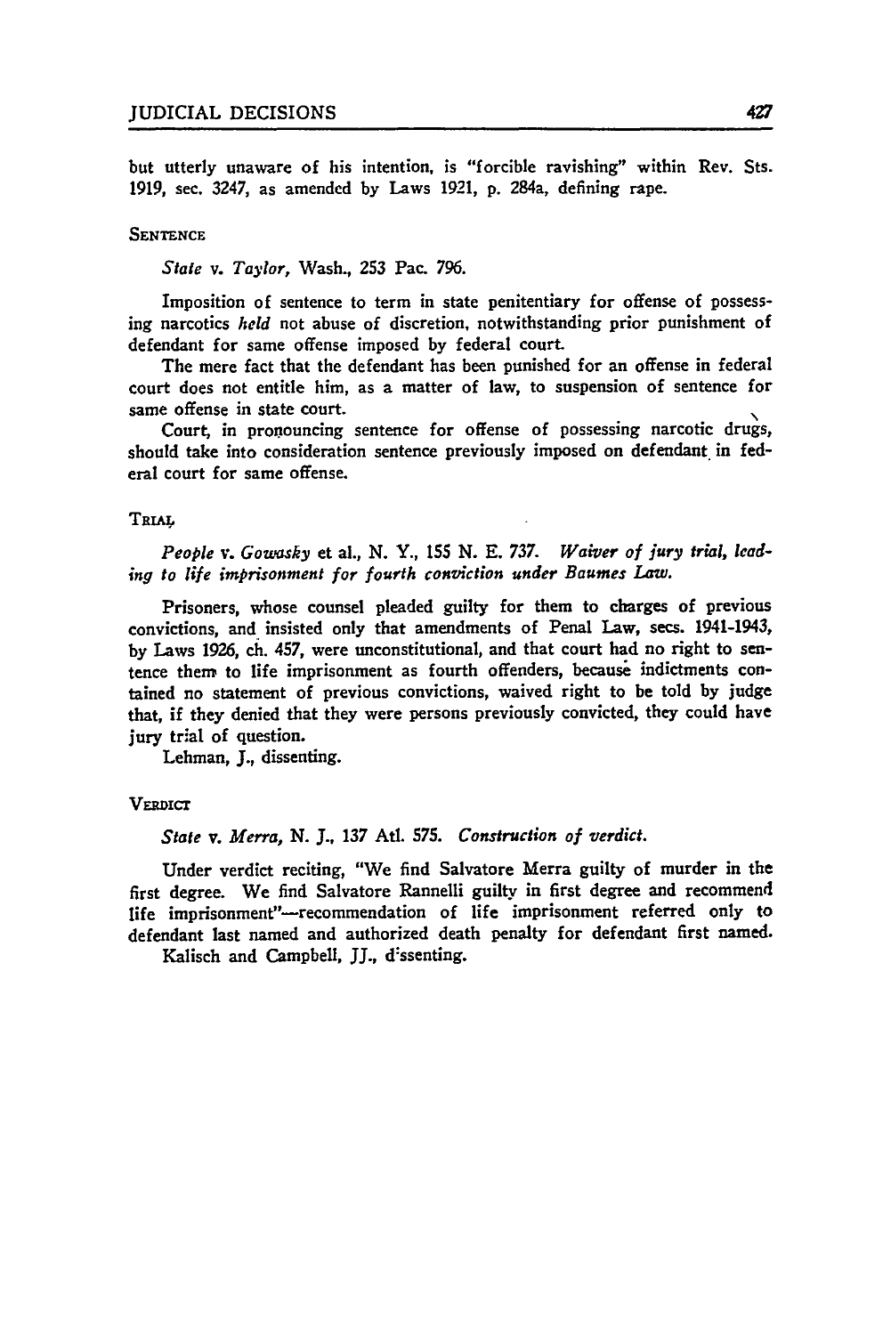but utterly unaware of his intention, is "forcible ravishing" within Rev. Sts. 1919, sec. 3247, as amended by Laws 1921, p. 284a, defining rape.

### SENTENCE

*State* v. *Taylor*, Wash., 253 Pac. 796.

Imposition of sentence to term in state penitentiary for offense of possessing narcotics *held* not abuse of discretion, notwithstanding prior punishment of defendant for same offense imposed by federal court.

The mere fact that the defendant has been punished for an offense in federal court does not entitle him, as a matter of law, to suspension of sentence for same offense in state court.

Court, in pronouncing sentence for offense of possessing narcotic drugs, should take into consideration sentence previously imposed on defendant in federal court for same offense.

### TRIAL

*People* v. *Gowasky* et al., N. Y., 155 N. E. 737. *Waiver of jury trial, leading to life imprisonment for fourth conviction under Baumes Law.*

Prisoners, whose counsel pleaded guilty for them to charges of previous convictions, and insisted only that amendments of Penal Law, secs. 1941-1943, by Laws 1926, ch. 457, were unconstitutional, and that court had no right to sentence them to life imprisonment as fourth offenders, because indictments contained no statement of previous convictions, waived right to be told by judge that, if they denied that they were persons previously convicted, they could have jury trial of question.

Lehman, J., dissenting.

### VERDICT

*State* v. *Merra*, N. J., 137 Atl. 575. *Construction of verdict.*

Under verdict reciting, "We find Salvatore Merra guilty of murder in the first degree. We find Salvatore Rannelli guilty in first degree and recommend life imprisonment"—recommendation of life imprisonment referred only to defendant last named and authorized death penalty for defendant first named.

Kalisch and Campbell, JJ., dissenting.